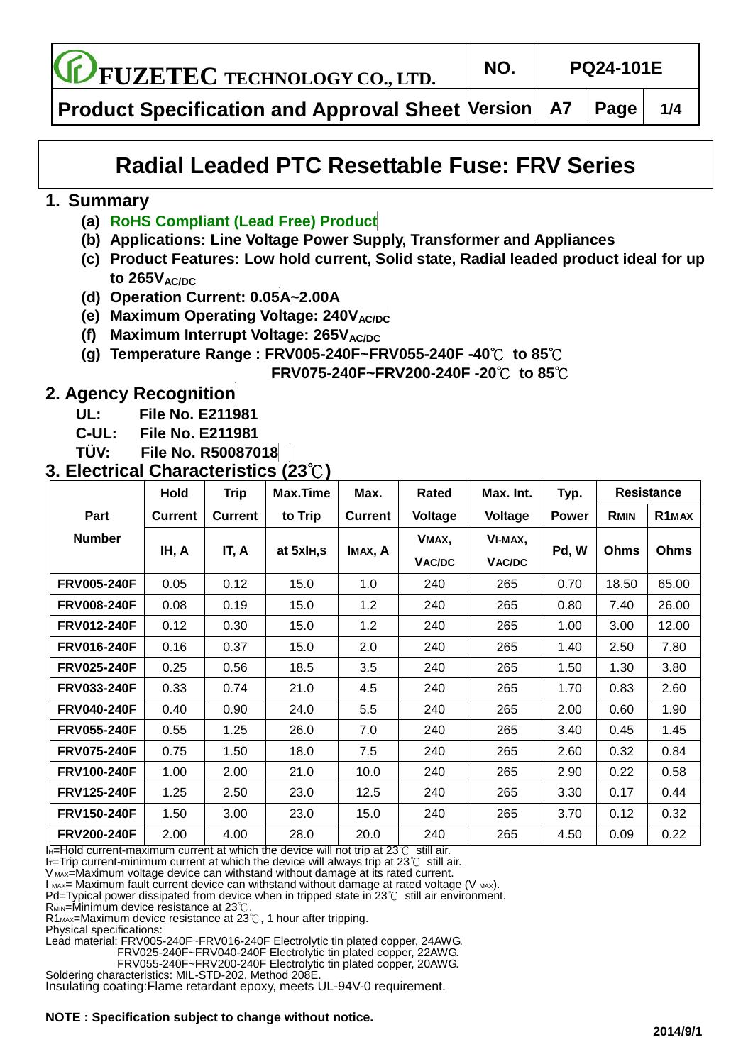# Radial Leaded PTC Resettable Fuse: FRV Series

## 1. Summary

- **(a) RoHS Compliant (Lead Free) Product**
- **(b) Applications: Line Voltage Power Supply, Transformer and Appliances**
- **(c) Product Features: Low hold current, Solid state, Radial leaded product ideal for up to 265$V_{AC/DC}$**
- **(d) Operation Current: 0.05A~2.00A**
- **(e) Maximum Operating Voltage: 240$V_{AC/DC}$**
- **(f) Maximum Interrupt Voltage: 265$V_{AC/DC}$**
- **(g) Temperature Range : FRV005-240F~FRV055-240F -40℃ to 85℃**
  **FRV075-240F~FRV200-240F -20℃ to 85℃**

## 2. Agency Recognition

**UL: File No. E211981**
**C-UL: File No. E211981**
**TÜV: File No. R50087018**

## 3. Electrical Characteristics (23℃)

| Part Number | Hold Current $I_H$, A | Trip Current $I_T$, A | Max.Time to Trip at 5x$I_H$,S | Max. Current $I_{MAX}$, A | Rated Voltage $V_{MAX}$, $V_{AC/DC}$ | Max. Int. Voltage $V_{I\text{-}MAX}$, $V_{AC/DC}$ | Typ. Power Pd, W | Resistance $R_{MIN}$ Ohms | Resistance $R1_{MAX}$ Ohms |
|---|---|---|---|---|---|---|---|---|---|
| FRV005-240F | 0.05 | 0.12 | 15.0 | 1.0 | 240 | 265 | 0.70 | 18.50 | 65.00 |
| FRV008-240F | 0.08 | 0.19 | 15.0 | 1.2 | 240 | 265 | 0.80 | 7.40 | 26.00 |
| FRV012-240F | 0.12 | 0.30 | 15.0 | 1.2 | 240 | 265 | 1.00 | 3.00 | 12.00 |
| FRV016-240F | 0.16 | 0.37 | 15.0 | 2.0 | 240 | 265 | 1.40 | 2.50 | 7.80 |
| FRV025-240F | 0.25 | 0.56 | 18.5 | 3.5 | 240 | 265 | 1.50 | 1.30 | 3.80 |
| FRV033-240F | 0.33 | 0.74 | 21.0 | 4.5 | 240 | 265 | 1.70 | 0.83 | 2.60 |
| FRV040-240F | 0.40 | 0.90 | 24.0 | 5.5 | 240 | 265 | 2.00 | 0.60 | 1.90 |
| FRV055-240F | 0.55 | 1.25 | 26.0 | 7.0 | 240 | 265 | 3.40 | 0.45 | 1.45 |
| FRV075-240F | 0.75 | 1.50 | 18.0 | 7.5 | 240 | 265 | 2.60 | 0.32 | 0.84 |
| FRV100-240F | 1.00 | 2.00 | 21.0 | 10.0 | 240 | 265 | 2.90 | 0.22 | 0.58 |
| FRV125-240F | 1.25 | 2.50 | 23.0 | 12.5 | 240 | 265 | 3.30 | 0.17 | 0.44 |
| FRV150-240F | 1.50 | 3.00 | 23.0 | 15.0 | 240 | 265 | 3.70 | 0.12 | 0.32 |
| FRV200-240F | 2.00 | 4.00 | 28.0 | 20.0 | 240 | 265 | 4.50 | 0.09 | 0.22 |

$I_H$=Hold current-maximum current at which the device will not trip at 23℃ still air.
$I_T$=Trip current-minimum current at which the device will always trip at 23℃ still air.
$V_{MAX}$=Maximum voltage device can withstand without damage at its rated current.
$I_{MAX}$= Maximum fault current device can withstand without damage at rated voltage ($V_{MAX}$).
Pd=Typical power dissipated from device when in tripped state in 23℃ still air environment.
$R_{MIN}$=Minimum device resistance at 23℃.
$R1_{MAX}$=Maximum device resistance at 23℃, 1 hour after tripping.
Physical specifications:
Lead material: FRV005-240F~FRV016-240F Electrolytic tin plated copper, 24AWG.
FRV025-240F~FRV040-240F Electrolytic tin plated copper, 22AWG.
FRV055-240F~FRV200-240F Electrolytic tin plated copper, 20AWG.
Soldering characteristics: MIL-STD-202, Method 208E.
Insulating coating:Flame retardant epoxy, meets UL-94V-0 requirement.

**NOTE : Specification subject to change without notice.**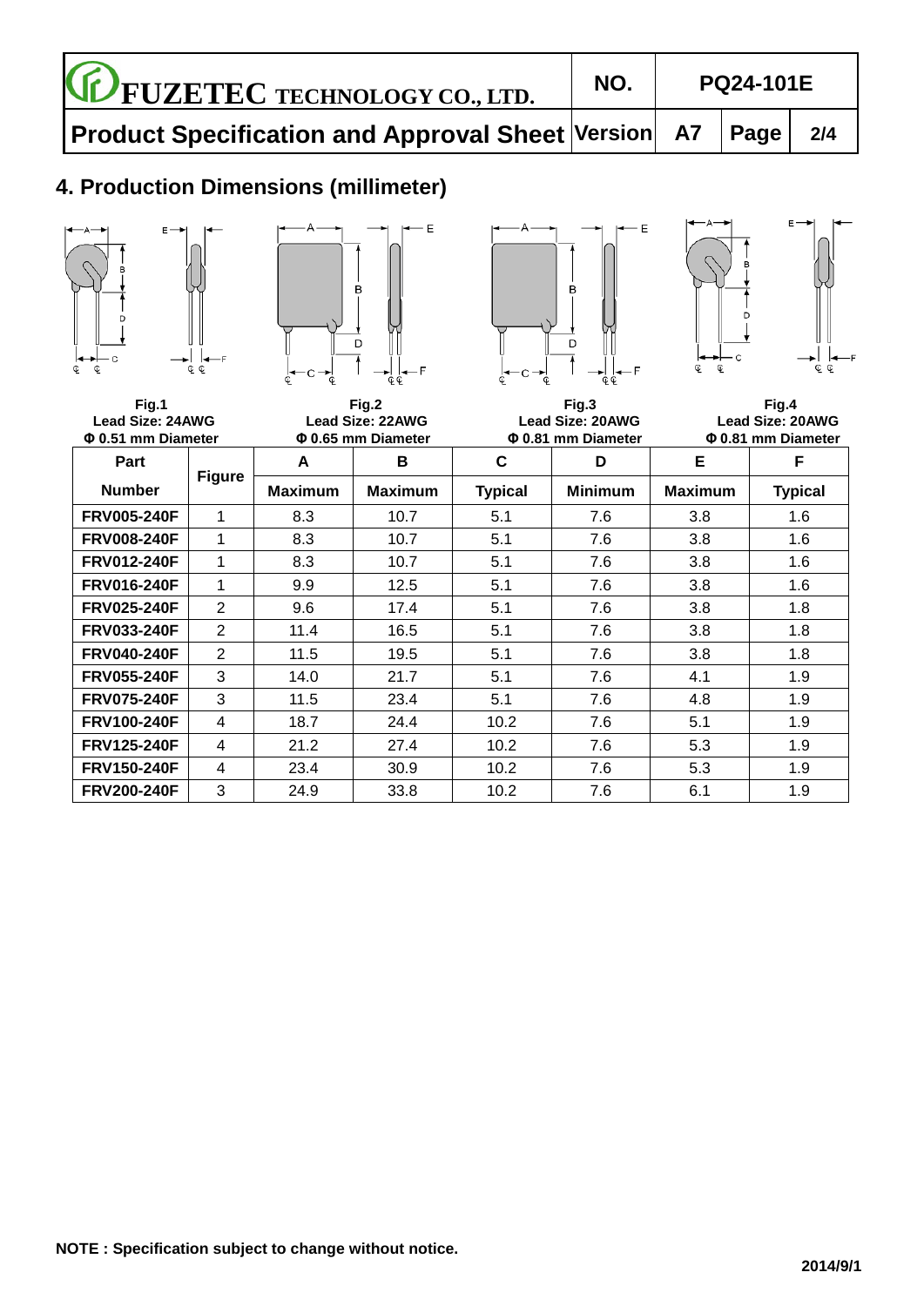## 4. Production Dimensions (millimeter)

**Fig.1**
**Lead Size: 24AWG**
**Φ 0.51 mm Diameter**

**Fig.2**
**Lead Size: 22AWG**
**Φ 0.65 mm Diameter**

**Fig.3**
**Lead Size: 20AWG**
**Φ 0.81 mm Diameter**

**Fig.4**
**Lead Size: 20AWG**
**Φ 0.81 mm Diameter**

| Part Number | Figure | A Maximum | B Maximum | C Typical | D Minimum | E Maximum | F Typical |
|---|---|---|---|---|---|---|---|
| FRV005-240F | 1 | 8.3 | 10.7 | 5.1 | 7.6 | 3.8 | 1.6 |
| FRV008-240F | 1 | 8.3 | 10.7 | 5.1 | 7.6 | 3.8 | 1.6 |
| FRV012-240F | 1 | 8.3 | 10.7 | 5.1 | 7.6 | 3.8 | 1.6 |
| FRV016-240F | 1 | 9.9 | 12.5 | 5.1 | 7.6 | 3.8 | 1.6 |
| FRV025-240F | 2 | 9.6 | 17.4 | 5.1 | 7.6 | 3.8 | 1.8 |
| FRV033-240F | 2 | 11.4 | 16.5 | 5.1 | 7.6 | 3.8 | 1.8 |
| FRV040-240F | 2 | 11.5 | 19.5 | 5.1 | 7.6 | 3.8 | 1.8 |
| FRV055-240F | 3 | 14.0 | 21.7 | 5.1 | 7.6 | 4.1 | 1.9 |
| FRV075-240F | 3 | 11.5 | 23.4 | 5.1 | 7.6 | 4.8 | 1.9 |
| FRV100-240F | 4 | 18.7 | 24.4 | 10.2 | 7.6 | 5.1 | 1.9 |
| FRV125-240F | 4 | 21.2 | 27.4 | 10.2 | 7.6 | 5.3 | 1.9 |
| FRV150-240F | 4 | 23.4 | 30.9 | 10.2 | 7.6 | 5.3 | 1.9 |
| FRV200-240F | 3 | 24.9 | 33.8 | 10.2 | 7.6 | 6.1 | 1.9 |

**NOTE : Specification subject to change without notice.**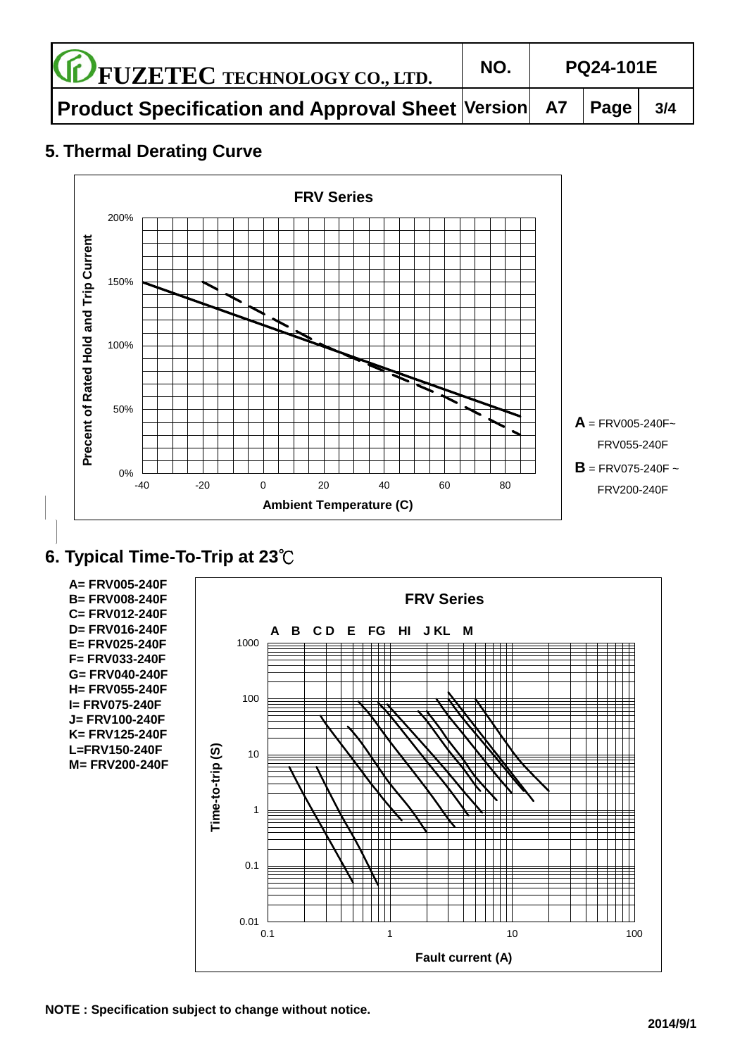## 5. Thermal Derating Curve

**FRV Series**

Precent of Rated Hold and Trip Current

Ambient Temperature (C)

**A** = FRV005-240F~ FRV055-240F

**B** = FRV075-240F ~ FRV200-240F

## 6. Typical Time-To-Trip at 23℃

**A= FRV005-240F**
**B= FRV008-240F**
**C= FRV012-240F**
**D= FRV016-240F**
**E= FRV025-240F**
**F= FRV033-240F**
**G= FRV040-240F**
**H= FRV055-240F**
**I= FRV075-240F**
**J= FRV100-240F**
**K= FRV125-240F**
**L=FRV150-240F**
**M= FRV200-240F**

**FRV Series**

Time-to-trip (S)

Fault current (A)

**NOTE : Specification subject to change without notice.**

**2014/9/1**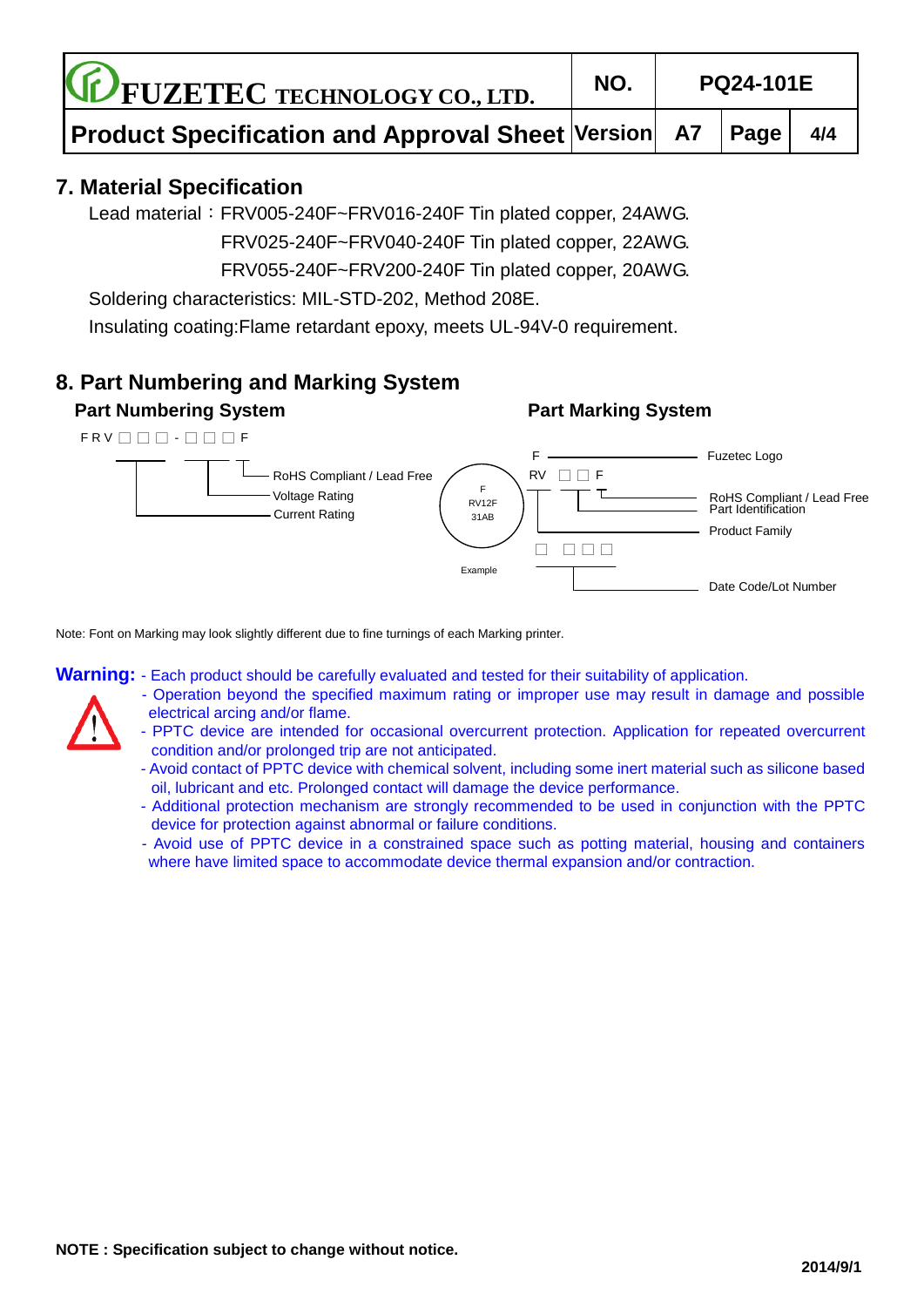## 7. Material Specification

Lead material：FRV005-240F~FRV016-240F Tin plated copper, 24AWG.
FRV025-240F~FRV040-240F Tin plated copper, 22AWG.
FRV055-240F~FRV200-240F Tin plated copper, 20AWG.

Soldering characteristics: MIL-STD-202, Method 208E.

Insulating coating:Flame retardant epoxy, meets UL-94V-0 requirement.

## 8. Part Numbering and Marking System

### Part Numbering System

FRV □ □ - □ □ □ F

RoHS Compliant / Lead Free
Voltage Rating
Current Rating

### Part Marking System

F — Fuzetec Logo
RV □ □ F
RoHS Compliant / Lead Free Part Identification
Product Family
□ □ □ □ — Date Code/Lot Number

F
RV12F
31AB
Example

Note: Font on Marking may look slightly different due to fine turnings of each Marking printer.

**Warning:**
- Each product should be carefully evaluated and tested for their suitability of application.
- Operation beyond the specified maximum rating or improper use may result in damage and possible electrical arcing and/or flame.
- PPTC device are intended for occasional overcurrent protection. Application for repeated overcurrent condition and/or prolonged trip are not anticipated.
- Avoid contact of PPTC device with chemical solvent, including some inert material such as silicone based oil, lubricant and etc. Prolonged contact will damage the device performance.
- Additional protection mechanism are strongly recommended to be used in conjunction with the PPTC device for protection against abnormal or failure conditions.
- Avoid use of PPTC device in a constrained space such as potting material, housing and containers where have limited space to accommodate device thermal expansion and/or contraction.

**NOTE : Specification subject to change without notice.**

**2014/9/1**